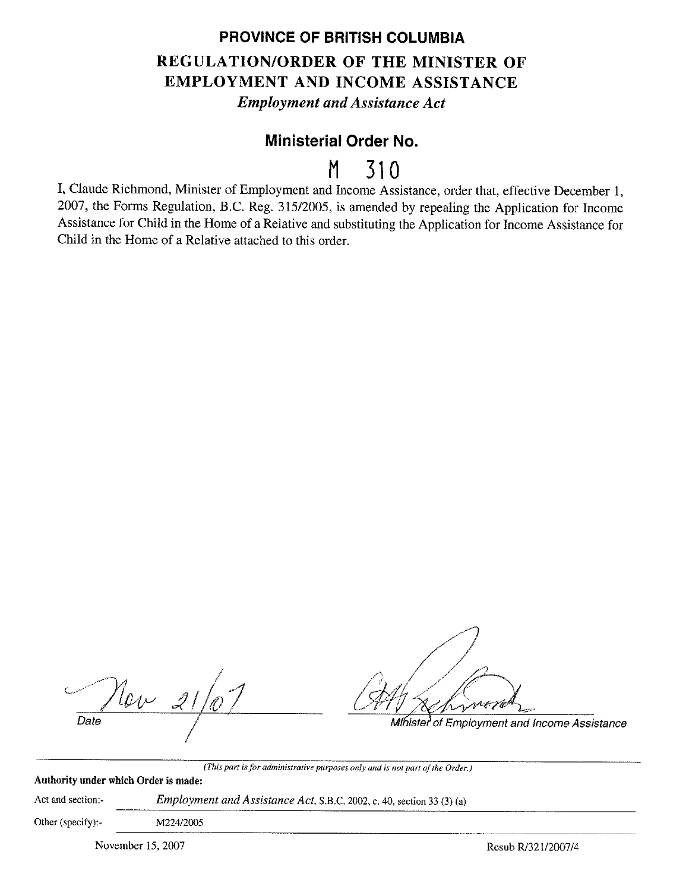**PROVINCE OF BRITISH COLUMBIA**

**REGULATION/ORDER OF THE MINISTER OF EMPLOYMENT AND INCOME ASSISTANCE**

***Employment and Assistance Act***

## Ministerial Order No.

# M 310

I, Claude Richmond, Minister of Employment and Income Assistance, order that, effective December 1, 2007, the Forms Regulation, B.C. Reg. 315/2005, is amended by repealing the Application for Income Assistance for Child in the Home of a Relative and substituting the Application for Income Assistance for Child in the Home of a Relative attached to this order.

Nov 21/07

*Date*

*Minister of Employment and Income Assistance*

*(This part is for administrative purposes only and is not part of the Order.)*

**Authority under which Order is made:**

Act and section:- *Employment and Assistance Act*, S.B.C. 2002, c. 40, section 33 (3) (a)

Other (specify):- M224/2005

November 15, 2007

Resub R/321/2007/4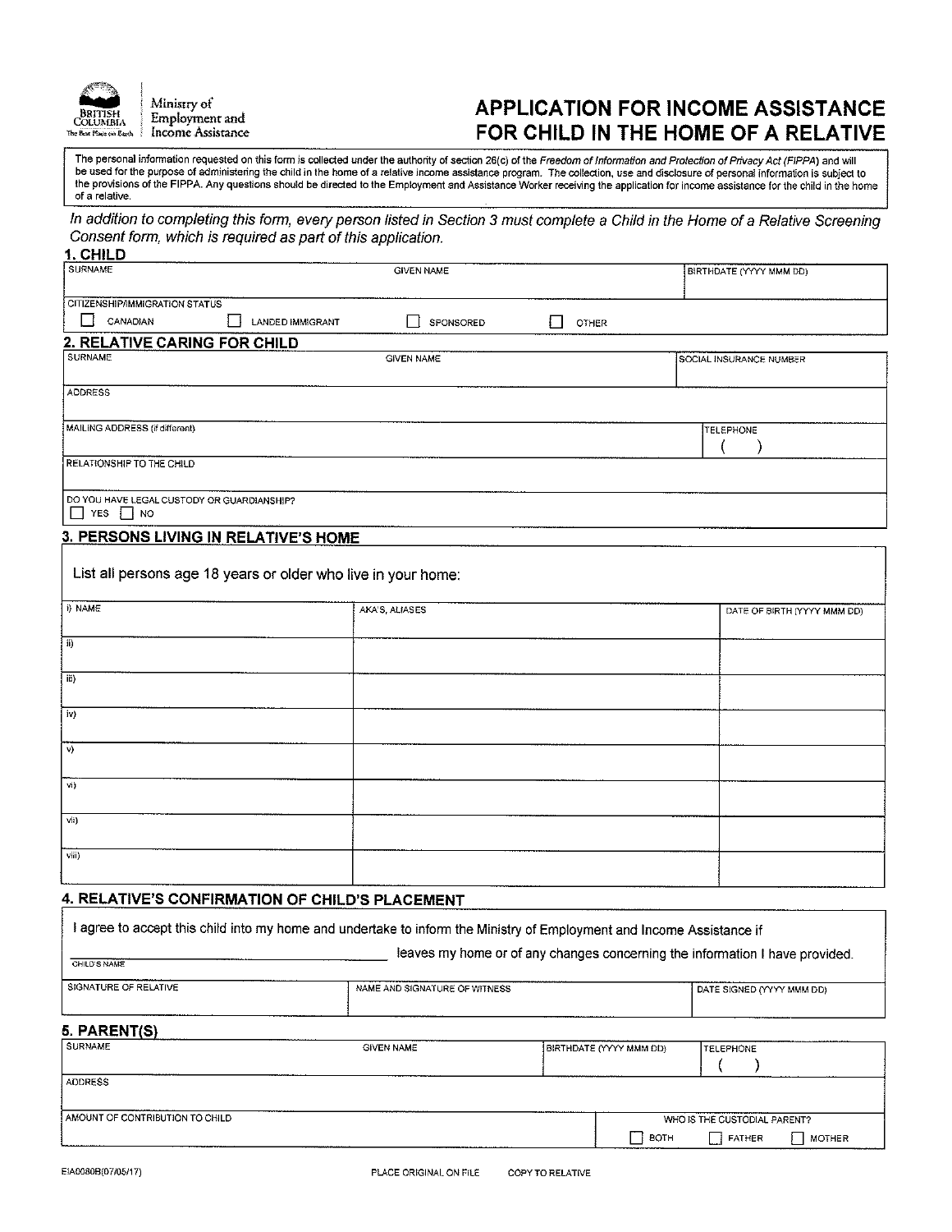British Columbia — The Best Place on Earth
Ministry of Employment and Income Assistance

# APPLICATION FOR INCOME ASSISTANCE FOR CHILD IN THE HOME OF A RELATIVE

The personal information requested on this form is collected under the authority of section 26(c) of the *Freedom of Information and Protection of Privacy Act (FIPPA)* and will be used for the purpose of administering the child in the home of a relative income assistance program. The collection, use and disclosure of personal information is subject to the provisions of the FIPPA. Any questions should be directed to the Employment and Assistance Worker receiving the application for income assistance for the child in the home of a relative.

*In addition to completing this form, every person listed in Section 3 must complete a Child in the Home of a Relative Screening Consent form, which is required as part of this application.*

## 1. CHILD

| SURNAME | GIVEN NAME | BIRTHDATE (YYYY MMM DD) |
|---|---|---|
| | | |

CITIZENSHIP/IMMIGRATION STATUS

☐ CANADIAN ☐ LANDED IMMIGRANT ☐ SPONSORED ☐ OTHER

## 2. RELATIVE CARING FOR CHILD

| SURNAME | GIVEN NAME | SOCIAL INSURANCE NUMBER |
|---|---|---|
| | | |

ADDRESS

| MAILING ADDRESS (if different) | TELEPHONE |
|---|---|
| | ( ) |

RELATIONSHIP TO THE CHILD

DO YOU HAVE LEGAL CUSTODY OR GUARDIANSHIP?

☐ YES ☐ NO

## 3. PERSONS LIVING IN RELATIVE'S HOME

List all persons age 18 years or older who live in your home:

| NAME | AKA'S, ALIASES | DATE OF BIRTH (YYYY MMM DD) |
|---|---|---|
| i) | | |
| ii) | | |
| iii) | | |
| iv) | | |
| v) | | |
| vi) | | |
| vii) | | |
| viii) | | |

## 4. RELATIVE'S CONFIRMATION OF CHILD'S PLACEMENT

I agree to accept this child into my home and undertake to inform the Ministry of Employment and Income Assistance if

______________________ leaves my home or of any changes concerning the information I have provided.
CHILD'S NAME

| SIGNATURE OF RELATIVE | NAME AND SIGNATURE OF WITNESS | DATE SIGNED (YYYY MMM DD) |
|---|---|---|
| | | |

## 5. PARENT(S)

| SURNAME | GIVEN NAME | BIRTHDATE (YYYY MMM DD) | TELEPHONE |
|---|---|---|---|
| | | | ( ) |

ADDRESS

AMOUNT OF CONTRIBUTION TO CHILD

WHO IS THE CUSTODIAL PARENT?

☐ BOTH ☐ FATHER ☐ MOTHER

EIA0080B(07/05/17) PLACE ORIGINAL ON FILE COPY TO RELATIVE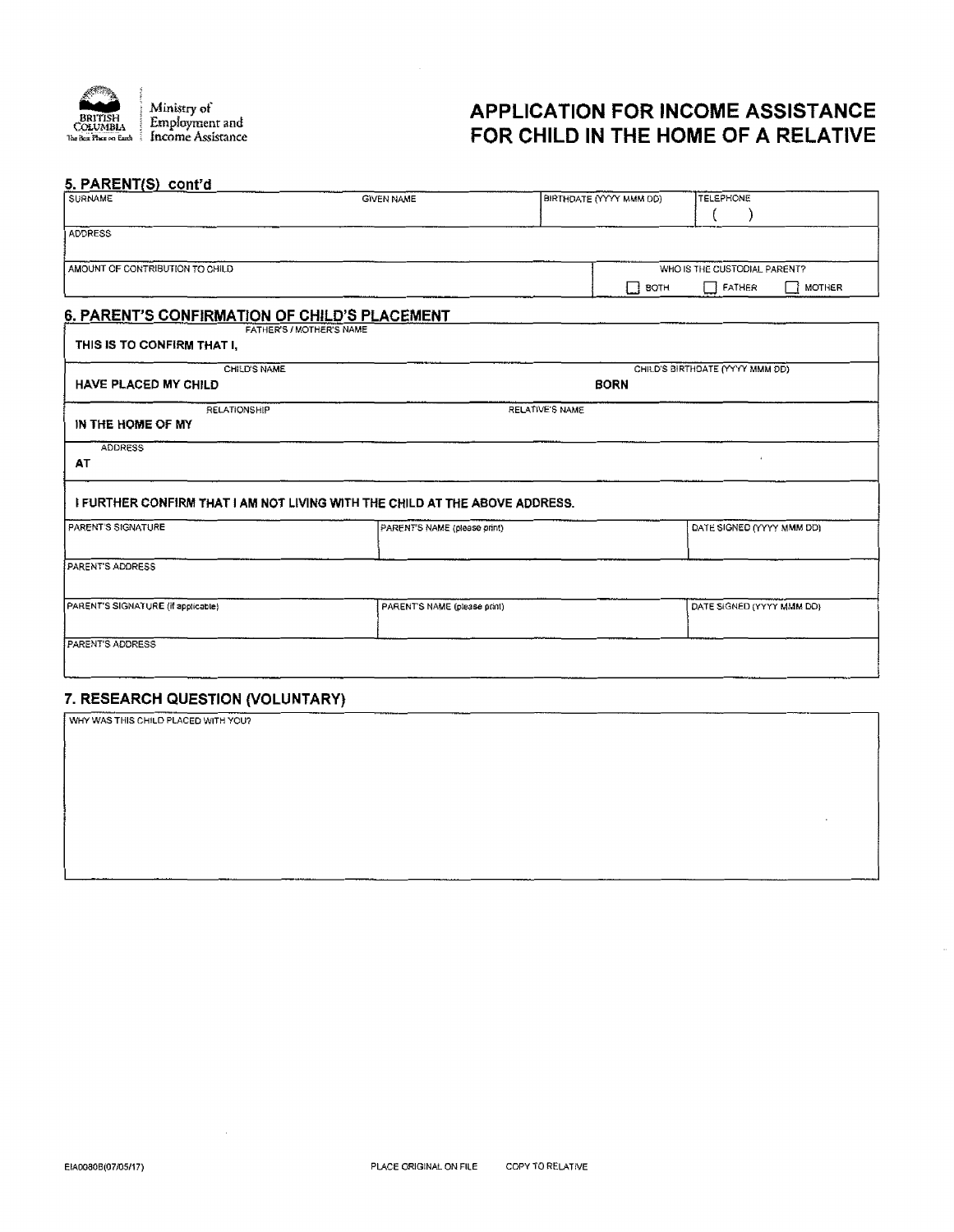British Columbia — The Best Place on Earth

Ministry of Employment and Income Assistance

# APPLICATION FOR INCOME ASSISTANCE FOR CHILD IN THE HOME OF A RELATIVE

## 5. PARENT(S) cont'd

| SURNAME | GIVEN NAME | BIRTHDATE (YYYY MMM DD) | TELEPHONE |
|---|---|---|---|
| | | | ( ) |

ADDRESS

| AMOUNT OF CONTRIBUTION TO CHILD | WHO IS THE CUSTODIAL PARENT? |
|---|---|
| | ☐ BOTH ☐ FATHER ☐ MOTHER |

## 6. PARENT'S CONFIRMATION OF CHILD'S PLACEMENT

**THIS IS TO CONFIRM THAT I,** _________ (FATHER'S / MOTHER'S NAME)

**HAVE PLACED MY CHILD** _________ (CHILD'S NAME) **BORN** _________ (CHILD'S BIRTHDATE (YYYY MMM DD))

**IN THE HOME OF MY** _________ (RELATIONSHIP) _________ (RELATIVE'S NAME)

**AT** _________ (ADDRESS)

**I FURTHER CONFIRM THAT I AM NOT LIVING WITH THE CHILD AT THE ABOVE ADDRESS.**

| PARENT'S SIGNATURE | PARENT'S NAME (please print) | DATE SIGNED (YYYY MMM DD) |
|---|---|---|
| | | |

PARENT'S ADDRESS

| PARENT'S SIGNATURE (if applicable) | PARENT'S NAME (please print) | DATE SIGNED (YYYY MMM DD) |
|---|---|---|
| | | |

PARENT'S ADDRESS

## 7. RESEARCH QUESTION (VOLUNTARY)

WHY WAS THIS CHILD PLACED WITH YOU?

EIA0080B(07/05/17) PLACE ORIGINAL ON FILE COPY TO RELATIVE